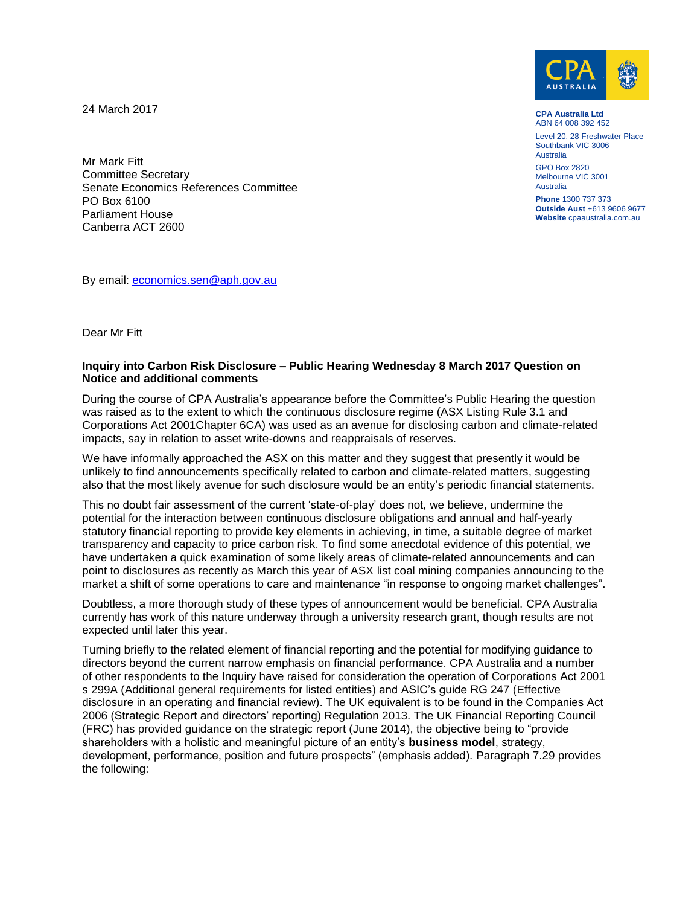24 March 2017

CPA Australia Ltd
ABN 64 008 392 452

Level 20, 28 Freshwater Place
Southbank VIC 3006
Australia

GPO Box 2820
Melbourne VIC 3001
Australia

**Phone** 1300 737 373
**Outside Aust** +613 9606 9677
**Website** cpaaustralia.com.au

Mr Mark Fitt
Committee Secretary
Senate Economics References Committee
PO Box 6100
Parliament House
Canberra ACT 2600

By email: economics.sen@aph.gov.au

Dear Mr Fitt

**Inquiry into Carbon Risk Disclosure – Public Hearing Wednesday 8 March 2017 Question on Notice and additional comments**

During the course of CPA Australia's appearance before the Committee's Public Hearing the question was raised as to the extent to which the continuous disclosure regime (ASX Listing Rule 3.1 and Corporations Act 2001Chapter 6CA) was used as an avenue for disclosing carbon and climate-related impacts, say in relation to asset write-downs and reappraisals of reserves.

We have informally approached the ASX on this matter and they suggest that presently it would be unlikely to find announcements specifically related to carbon and climate-related matters, suggesting also that the most likely avenue for such disclosure would be an entity's periodic financial statements.

This no doubt fair assessment of the current 'state-of-play' does not, we believe, undermine the potential for the interaction between continuous disclosure obligations and annual and half-yearly statutory financial reporting to provide key elements in achieving, in time, a suitable degree of market transparency and capacity to price carbon risk. To find some anecdotal evidence of this potential, we have undertaken a quick examination of some likely areas of climate-related announcements and can point to disclosures as recently as March this year of ASX list coal mining companies announcing to the market a shift of some operations to care and maintenance "in response to ongoing market challenges".

Doubtless, a more thorough study of these types of announcement would be beneficial. CPA Australia currently has work of this nature underway through a university research grant, though results are not expected until later this year.

Turning briefly to the related element of financial reporting and the potential for modifying guidance to directors beyond the current narrow emphasis on financial performance. CPA Australia and a number of other respondents to the Inquiry have raised for consideration the operation of Corporations Act 2001 s 299A (Additional general requirements for listed entities) and ASIC's guide RG 247 (Effective disclosure in an operating and financial review). The UK equivalent is to be found in the Companies Act 2006 (Strategic Report and directors' reporting) Regulation 2013. The UK Financial Reporting Council (FRC) has provided guidance on the strategic report (June 2014), the objective being to "provide shareholders with a holistic and meaningful picture of an entity's **business model**, strategy, development, performance, position and future prospects" (emphasis added). Paragraph 7.29 provides the following: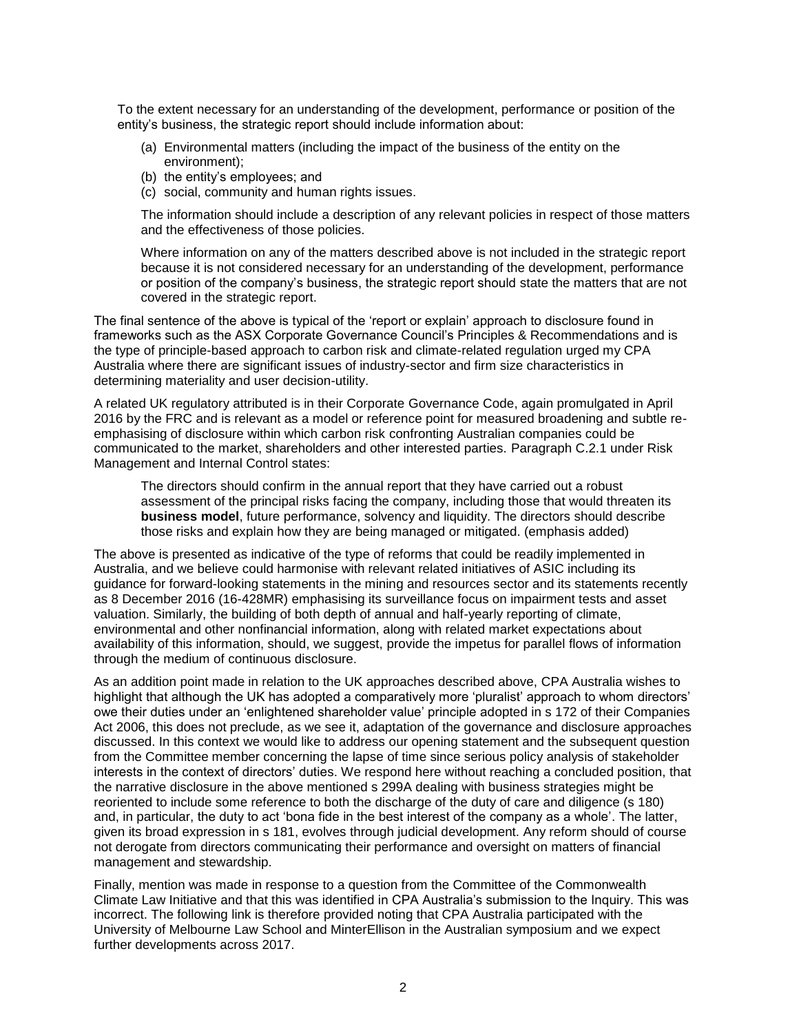> To the extent necessary for an understanding of the development, performance or position of the entity's business, the strategic report should include information about:
>
> (a) Environmental matters (including the impact of the business of the entity on the environment);
> (b) the entity's employees; and
> (c) social, community and human rights issues.
>
> The information should include a description of any relevant policies in respect of those matters and the effectiveness of those policies.
>
> Where information on any of the matters described above is not included in the strategic report because it is not considered necessary for an understanding of the development, performance or position of the company's business, the strategic report should state the matters that are not covered in the strategic report.

The final sentence of the above is typical of the 'report or explain' approach to disclosure found in frameworks such as the ASX Corporate Governance Council's Principles & Recommendations and is the type of principle-based approach to carbon risk and climate-related regulation urged my CPA Australia where there are significant issues of industry-sector and firm size characteristics in determining materiality and user decision-utility.

A related UK regulatory attributed is in their Corporate Governance Code, again promulgated in April 2016 by the FRC and is relevant as a model or reference point for measured broadening and subtle re-emphasising of disclosure within which carbon risk confronting Australian companies could be communicated to the market, shareholders and other interested parties. Paragraph C.2.1 under Risk Management and Internal Control states:

> The directors should confirm in the annual report that they have carried out a robust assessment of the principal risks facing the company, including those that would threaten its **business model**, future performance, solvency and liquidity. The directors should describe those risks and explain how they are being managed or mitigated. (emphasis added)

The above is presented as indicative of the type of reforms that could be readily implemented in Australia, and we believe could harmonise with relevant related initiatives of ASIC including its guidance for forward-looking statements in the mining and resources sector and its statements recently as 8 December 2016 (16-428MR) emphasising its surveillance focus on impairment tests and asset valuation. Similarly, the building of both depth of annual and half-yearly reporting of climate, environmental and other nonfinancial information, along with related market expectations about availability of this information, should, we suggest, provide the impetus for parallel flows of information through the medium of continuous disclosure.

As an addition point made in relation to the UK approaches described above, CPA Australia wishes to highlight that although the UK has adopted a comparatively more 'pluralist' approach to whom directors' owe their duties under an 'enlightened shareholder value' principle adopted in s 172 of their Companies Act 2006, this does not preclude, as we see it, adaptation of the governance and disclosure approaches discussed. In this context we would like to address our opening statement and the subsequent question from the Committee member concerning the lapse of time since serious policy analysis of stakeholder interests in the context of directors' duties. We respond here without reaching a concluded position, that the narrative disclosure in the above mentioned s 299A dealing with business strategies might be reoriented to include some reference to both the discharge of the duty of care and diligence (s 180) and, in particular, the duty to act 'bona fide in the best interest of the company as a whole'. The latter, given its broad expression in s 181, evolves through judicial development. Any reform should of course not derogate from directors communicating their performance and oversight on matters of financial management and stewardship.

Finally, mention was made in response to a question from the Committee of the Commonwealth Climate Law Initiative and that this was identified in CPA Australia's submission to the Inquiry. This was incorrect. The following link is therefore provided noting that CPA Australia participated with the University of Melbourne Law School and MinterEllison in the Australian symposium and we expect further developments across 2017.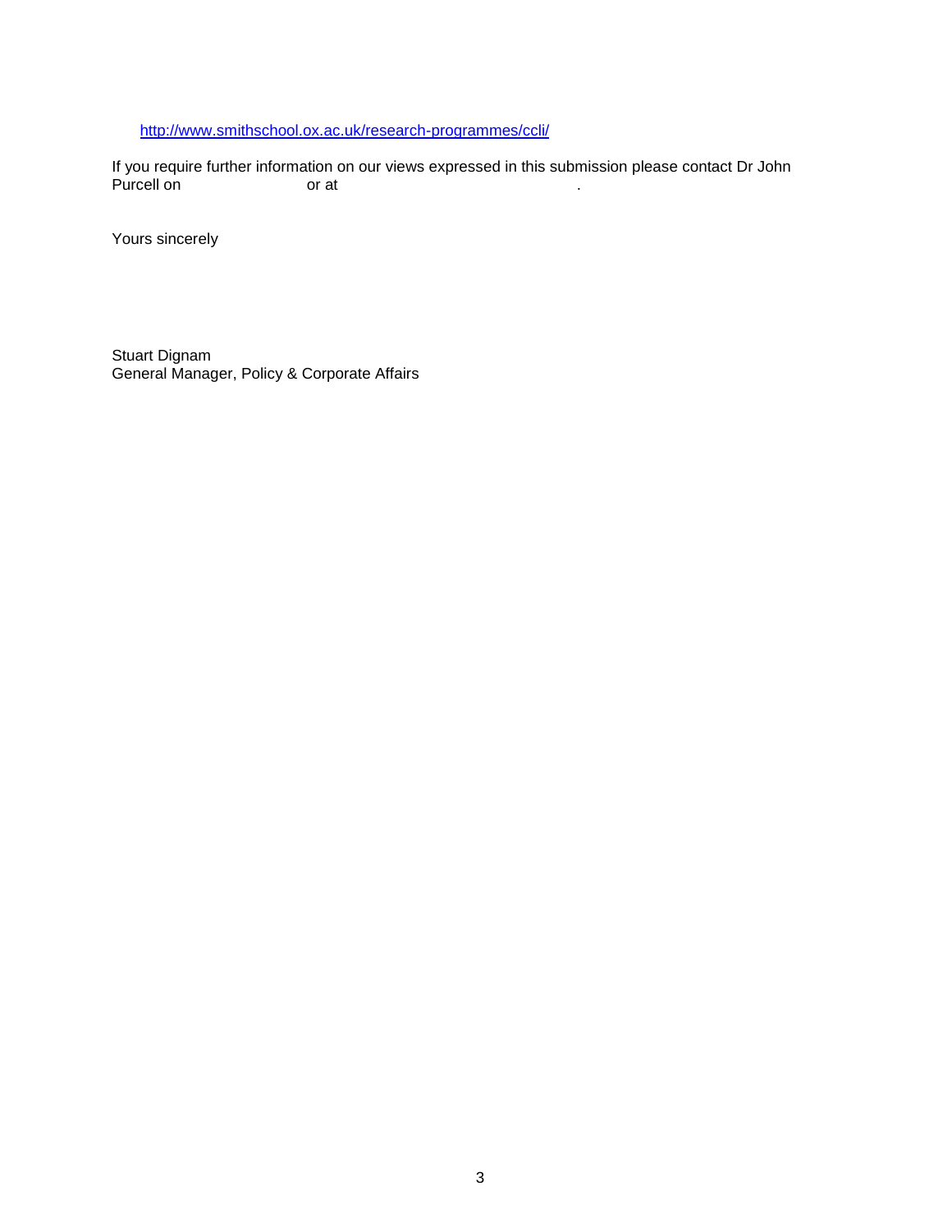http://www.smithschool.ox.ac.uk/research-programmes/ccli/

If you require further information on our views expressed in this submission please contact Dr John Purcell on or at .

Yours sincerely

Stuart Dignam
General Manager, Policy & Corporate Affairs